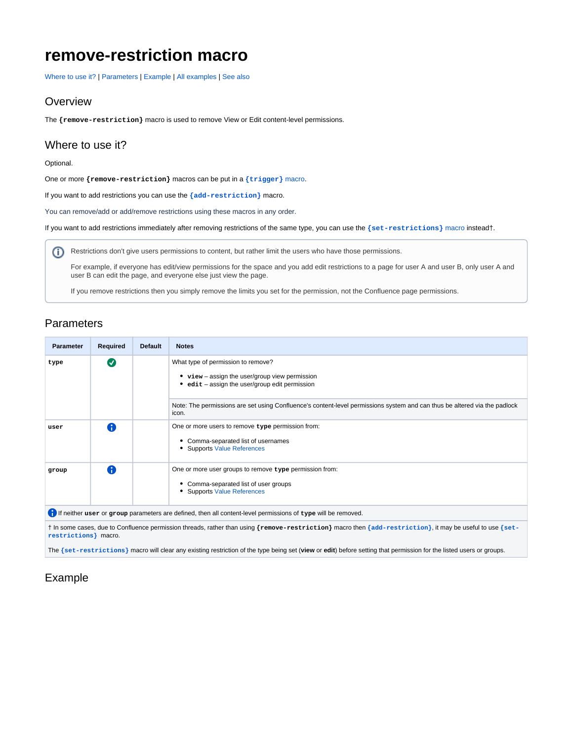# remove-restriction macro

Where to use it? | Parameters | Example | All examples | See also

## Overview

The **`{remove-restriction}`** macro is used to remove View or Edit content-level permissions.

## Where to use it?

Optional.

One or more **`{remove-restriction}`** macros can be put in a **`{trigger}`** macro.

If you want to add restrictions you can use the **`{add-restriction}`** macro.

You can remove/add or add/remove restrictions using these macros in any order.

If you want to add restrictions immediately after removing restrictions of the same type, you can use the **`{set-restrictions}`** macro instead†.

> Restrictions don't give users permissions to content, but rather limit the users who have those permissions.
>
> For example, if everyone has edit/view permissions for the space and you add edit restrictions to a page for user A and user B, only user A and user B can edit the page, and everyone else just view the page.
>
> If you remove restrictions then you simply remove the limits you set for the permission, not the Confluence page permissions.

## Parameters

| Parameter | Required | Default | Notes |
|---|---|---|---|
| `type` | ✔ | | What type of permission to remove?<br>• **`view`** – assign the user/group view permission<br>• **`edit`** – assign the user/group edit permission<br><br>Note: The permissions are set using Confluence's content-level permissions system and can thus be altered via the padlock icon. |
| `user` | ℹ | | One or more users to remove **`type`** permission from:<br>• Comma-separated list of usernames<br>• Supports Value References |
| `group` | ℹ | | One or more user groups to remove **`type`** permission from:<br>• Comma-separated list of user groups<br>• Supports Value References |
| ℹ If neither **`user`** or **`group`** parameters are defined, then all content-level permissions of **`type`** will be removed. | | | |
| † In some cases, due to Confluence permission threads, rather than using **`{remove-restriction}`** macro then **`{add-restriction}`**, it may be useful to use **`{set-restrictions}`** macro.<br><br>The **`{set-restrictions}`** macro will clear any existing restriction of the type being set (**view** or **edit**) before setting that permission for the listed users or groups. | | | |

## Example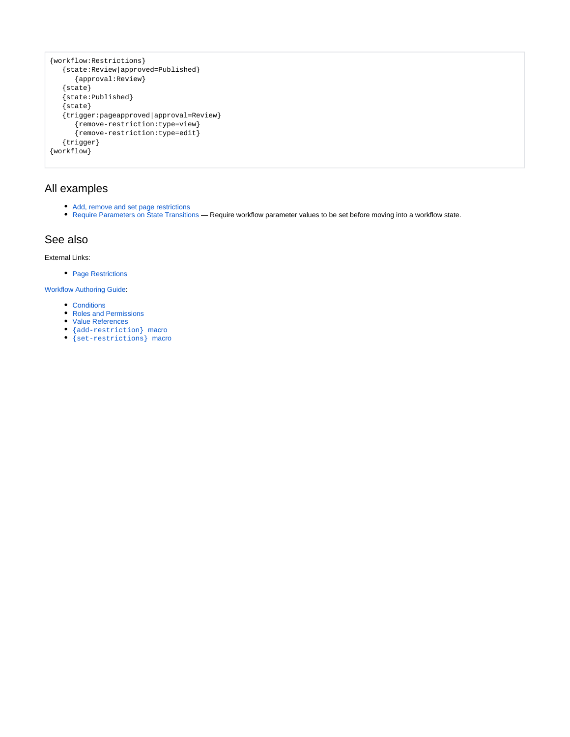```
{workflow:Restrictions}
   {state:Review|approved=Published}
      {approval:Review}
   {state}
   {state:Published}
   {state}
   {trigger:pageapproved|approval=Review}
      {remove-restriction:type=view}
      {remove-restriction:type=edit}
   {trigger}
{workflow}
```

## All examples

- Add, remove and set page restrictions
- Require Parameters on State Transitions — Require workflow parameter values to be set before moving into a workflow state.

## See also

External Links:

- Page Restrictions

Workflow Authoring Guide:

- Conditions
- Roles and Permissions
- Value References
- `{add-restriction}` macro
- `{set-restrictions}` macro